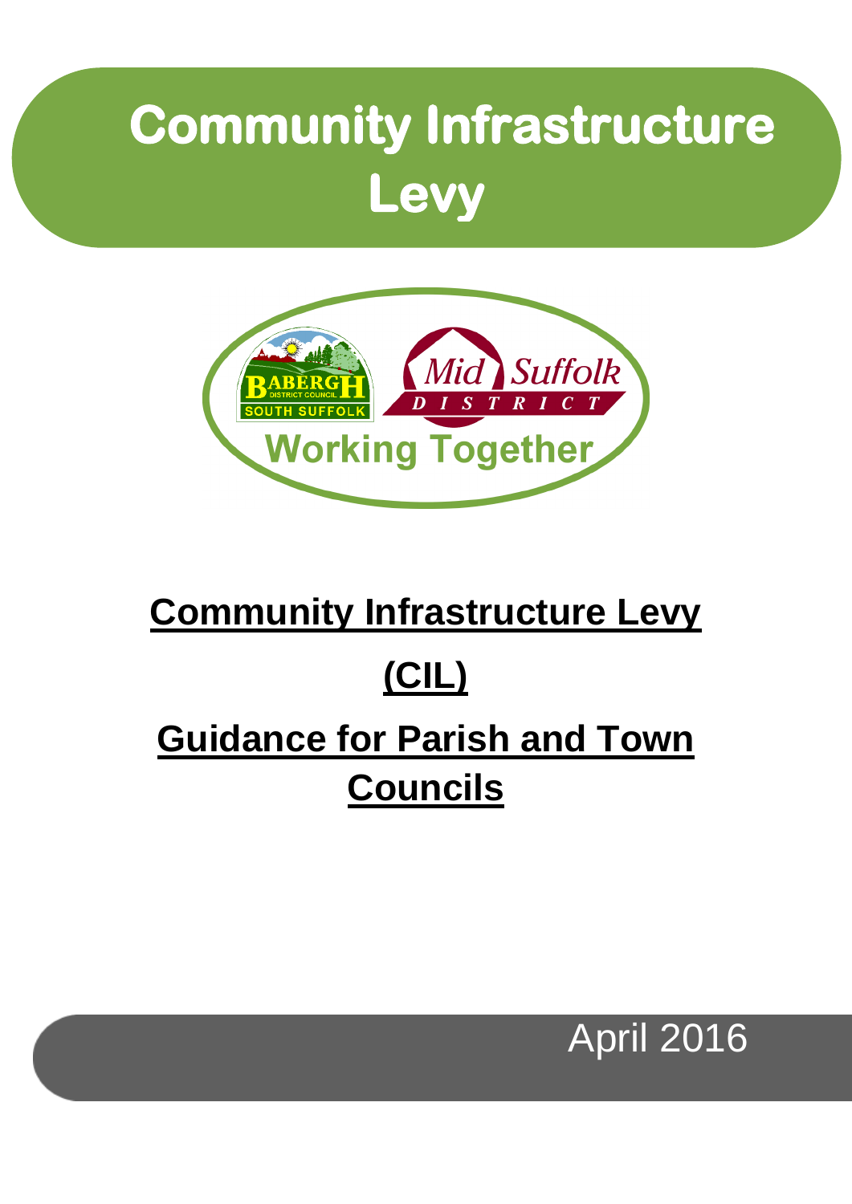# Community Infrastructure Levy

Babergh District Council South Suffolk | Mid Suffolk District

Working Together

## Community Infrastructure Levy (CIL)

## Guidance for Parish and Town Councils

April 2016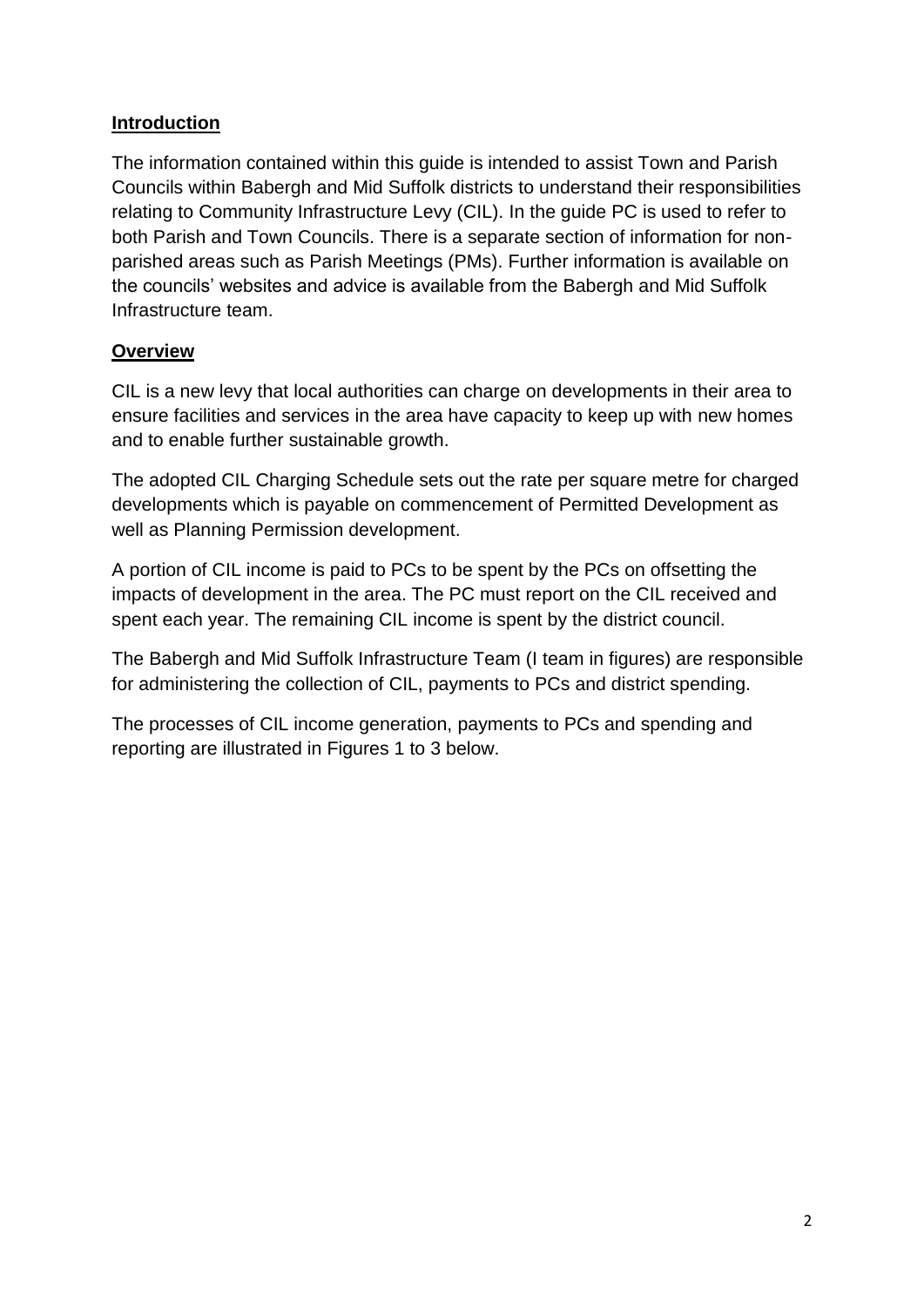## Introduction

The information contained within this guide is intended to assist Town and Parish Councils within Babergh and Mid Suffolk districts to understand their responsibilities relating to Community Infrastructure Levy (CIL). In the guide PC is used to refer to both Parish and Town Councils. There is a separate section of information for non-parished areas such as Parish Meetings (PMs). Further information is available on the councils' websites and advice is available from the Babergh and Mid Suffolk Infrastructure team.

## Overview

CIL is a new levy that local authorities can charge on developments in their area to ensure facilities and services in the area have capacity to keep up with new homes and to enable further sustainable growth.

The adopted CIL Charging Schedule sets out the rate per square metre for charged developments which is payable on commencement of Permitted Development as well as Planning Permission development.

A portion of CIL income is paid to PCs to be spent by the PCs on offsetting the impacts of development in the area. The PC must report on the CIL received and spent each year. The remaining CIL income is spent by the district council.

The Babergh and Mid Suffolk Infrastructure Team (I team in figures) are responsible for administering the collection of CIL, payments to PCs and district spending.

The processes of CIL income generation, payments to PCs and spending and reporting are illustrated in Figures 1 to 3 below.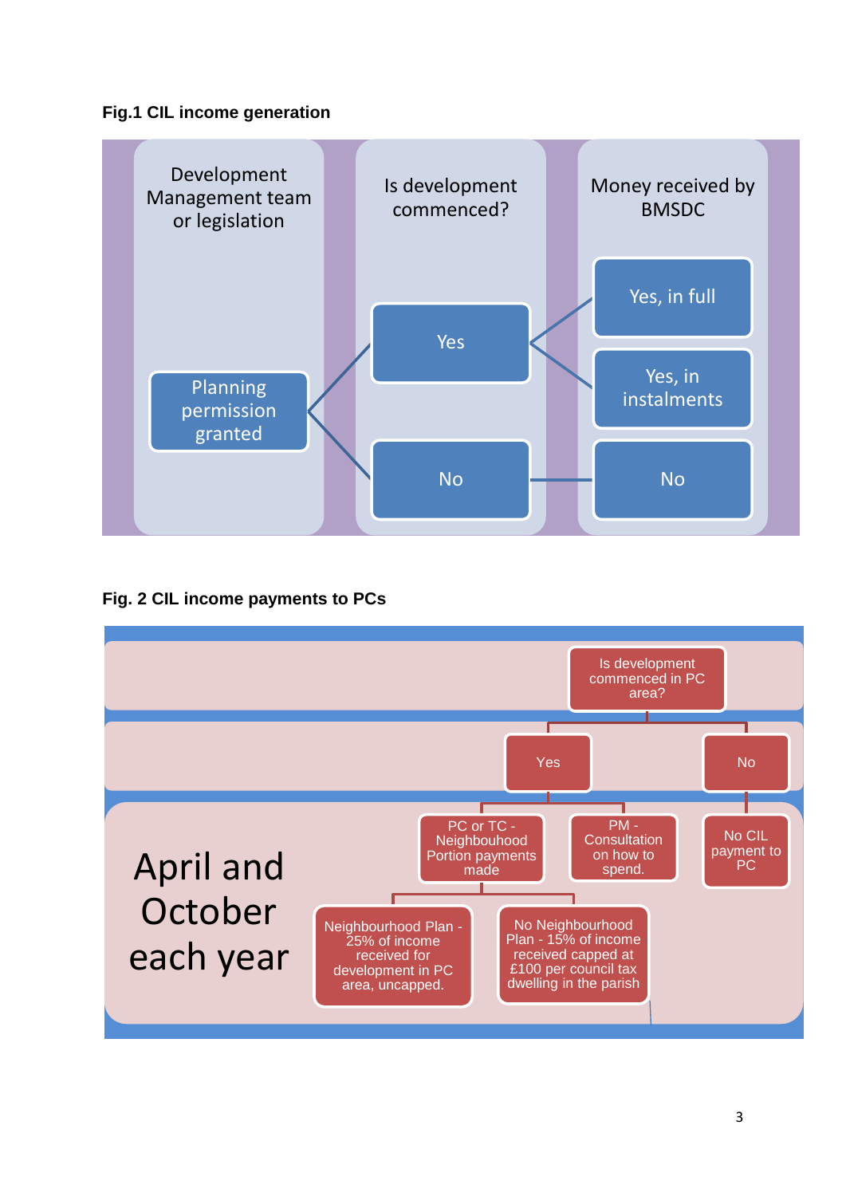**Fig.1 CIL income generation**

| Development Management team or legislation | Is development commenced? | Money received by BMSDC |
|---|---|---|
| Planning permission granted | Yes | Yes, in full |
| | | Yes, in instalments |
| | No | No |

**Fig. 2 CIL income payments to PCs**

April and October each year

- Is development commenced in PC area?
  - Yes
    - PC or TC - Neighbouhood Portion payments made
      - Neighbourhood Plan - 25% of income received for development in PC area, uncapped.
      - No Neighbourhood Plan - 15% of income received capped at £100 per council tax dwelling in the parish
    - PM - Consultation on how to spend.
  - No
    - No CIL payment to PC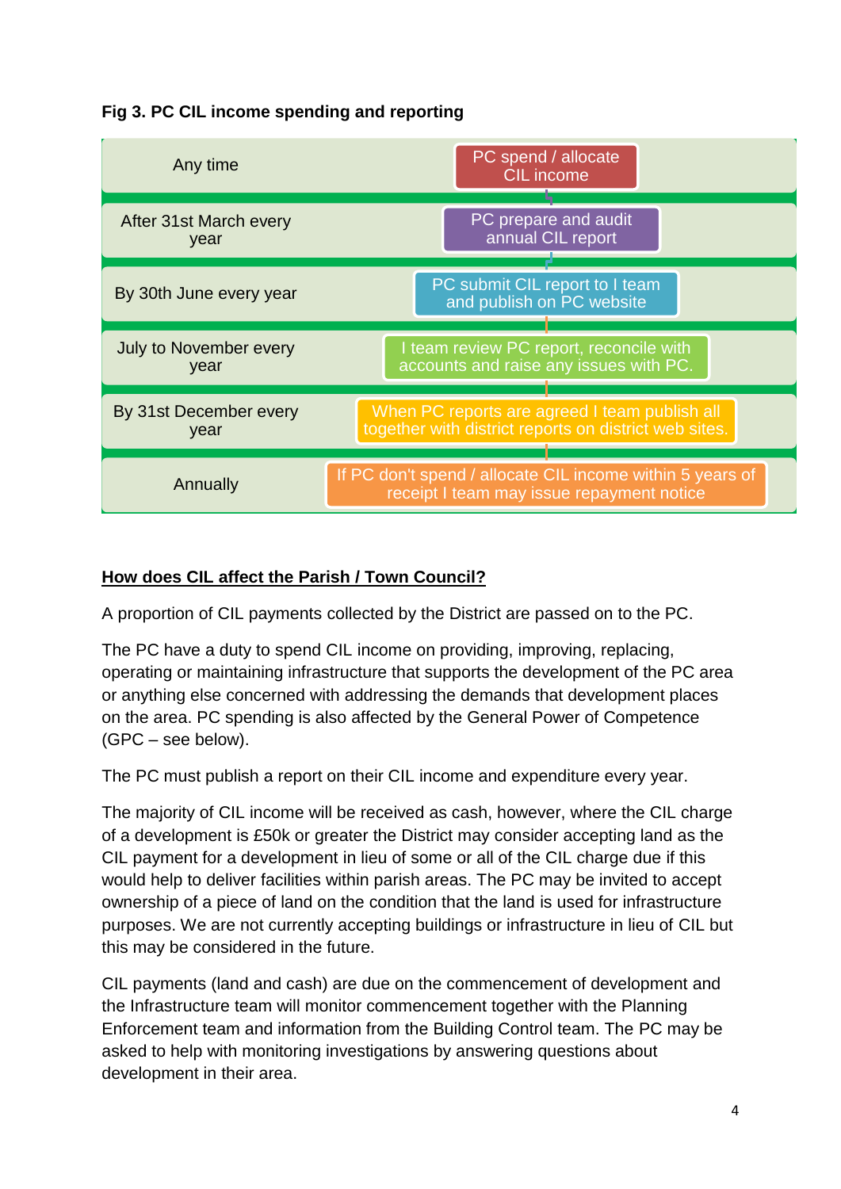**Fig 3. PC CIL income spending and reporting**

| Timing | Action |
| --- | --- |
| Any time | PC spend / allocate CIL income |
| After 31st March every year | PC prepare and audit annual CIL report |
| By 30th June every year | PC submit CIL report to I team and publish on PC website |
| July to November every year | I team review PC report, reconcile with accounts and raise any issues with PC. |
| By 31st December every year | When PC reports are agreed I team publish all together with district reports on district web sites. |
| Annually | If PC don't spend / allocate CIL income within 5 years of receipt I team may issue repayment notice |

## How does CIL affect the Parish / Town Council?

A proportion of CIL payments collected by the District are passed on to the PC.

The PC have a duty to spend CIL income on providing, improving, replacing, operating or maintaining infrastructure that supports the development of the PC area or anything else concerned with addressing the demands that development places on the area. PC spending is also affected by the General Power of Competence (GPC – see below).

The PC must publish a report on their CIL income and expenditure every year.

The majority of CIL income will be received as cash, however, where the CIL charge of a development is £50k or greater the District may consider accepting land as the CIL payment for a development in lieu of some or all of the CIL charge due if this would help to deliver facilities within parish areas. The PC may be invited to accept ownership of a piece of land on the condition that the land is used for infrastructure purposes. We are not currently accepting buildings or infrastructure in lieu of CIL but this may be considered in the future.

CIL payments (land and cash) are due on the commencement of development and the Infrastructure team will monitor commencement together with the Planning Enforcement team and information from the Building Control team. The PC may be asked to help with monitoring investigations by answering questions about development in their area.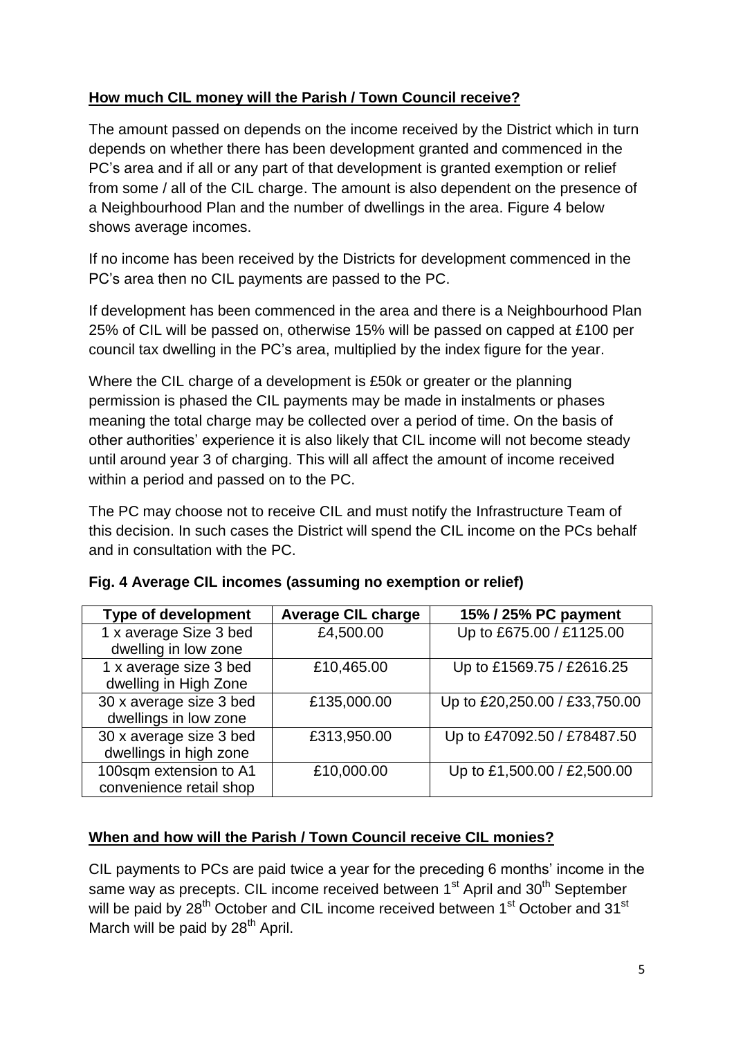## **How much CIL money will the Parish / Town Council receive?**

The amount passed on depends on the income received by the District which in turn depends on whether there has been development granted and commenced in the PC's area and if all or any part of that development is granted exemption or relief from some / all of the CIL charge. The amount is also dependent on the presence of a Neighbourhood Plan and the number of dwellings in the area. Figure 4 below shows average incomes.

If no income has been received by the Districts for development commenced in the PC's area then no CIL payments are passed to the PC.

If development has been commenced in the area and there is a Neighbourhood Plan 25% of CIL will be passed on, otherwise 15% will be passed on capped at £100 per council tax dwelling in the PC's area, multiplied by the index figure for the year.

Where the CIL charge of a development is £50k or greater or the planning permission is phased the CIL payments may be made in instalments or phases meaning the total charge may be collected over a period of time. On the basis of other authorities' experience it is also likely that CIL income will not become steady until around year 3 of charging. This will all affect the amount of income received within a period and passed on to the PC.

The PC may choose not to receive CIL and must notify the Infrastructure Team of this decision. In such cases the District will spend the CIL income on the PCs behalf and in consultation with the PC.

**Fig. 4 Average CIL incomes (assuming no exemption or relief)**

| Type of development | Average CIL charge | 15% / 25% PC payment |
|---|---|---|
| 1 x average Size 3 bed dwelling in low zone | £4,500.00 | Up to £675.00 / £1125.00 |
| 1 x average size 3 bed dwelling in High Zone | £10,465.00 | Up to £1569.75 / £2616.25 |
| 30 x average size 3 bed dwellings in low zone | £135,000.00 | Up to £20,250.00 / £33,750.00 |
| 30 x average size 3 bed dwellings in high zone | £313,950.00 | Up to £47092.50 / £78487.50 |
| 100sqm extension to A1 convenience retail shop | £10,000.00 | Up to £1,500.00 / £2,500.00 |

## **When and how will the Parish / Town Council receive CIL monies?**

CIL payments to PCs are paid twice a year for the preceding 6 months' income in the same way as precepts. CIL income received between 1st April and 30th September will be paid by 28th October and CIL income received between 1st October and 31st March will be paid by 28th April.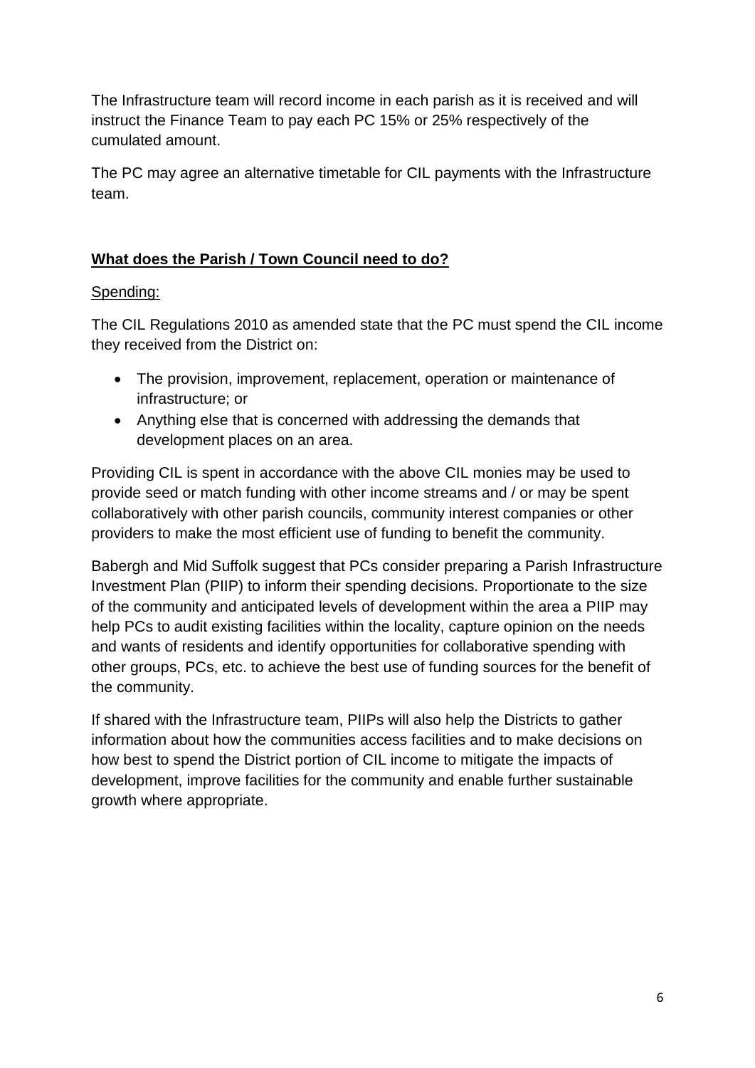The Infrastructure team will record income in each parish as it is received and will instruct the Finance Team to pay each PC 15% or 25% respectively of the cumulated amount.

The PC may agree an alternative timetable for CIL payments with the Infrastructure team.

## **What does the Parish / Town Council need to do?**

Spending:

The CIL Regulations 2010 as amended state that the PC must spend the CIL income they received from the District on:

- The provision, improvement, replacement, operation or maintenance of infrastructure; or
- Anything else that is concerned with addressing the demands that development places on an area.

Providing CIL is spent in accordance with the above CIL monies may be used to provide seed or match funding with other income streams and / or may be spent collaboratively with other parish councils, community interest companies or other providers to make the most efficient use of funding to benefit the community.

Babergh and Mid Suffolk suggest that PCs consider preparing a Parish Infrastructure Investment Plan (PIIP) to inform their spending decisions. Proportionate to the size of the community and anticipated levels of development within the area a PIIP may help PCs to audit existing facilities within the locality, capture opinion on the needs and wants of residents and identify opportunities for collaborative spending with other groups, PCs, etc. to achieve the best use of funding sources for the benefit of the community.

If shared with the Infrastructure team, PIIPs will also help the Districts to gather information about how the communities access facilities and to make decisions on how best to spend the District portion of CIL income to mitigate the impacts of development, improve facilities for the community and enable further sustainable growth where appropriate.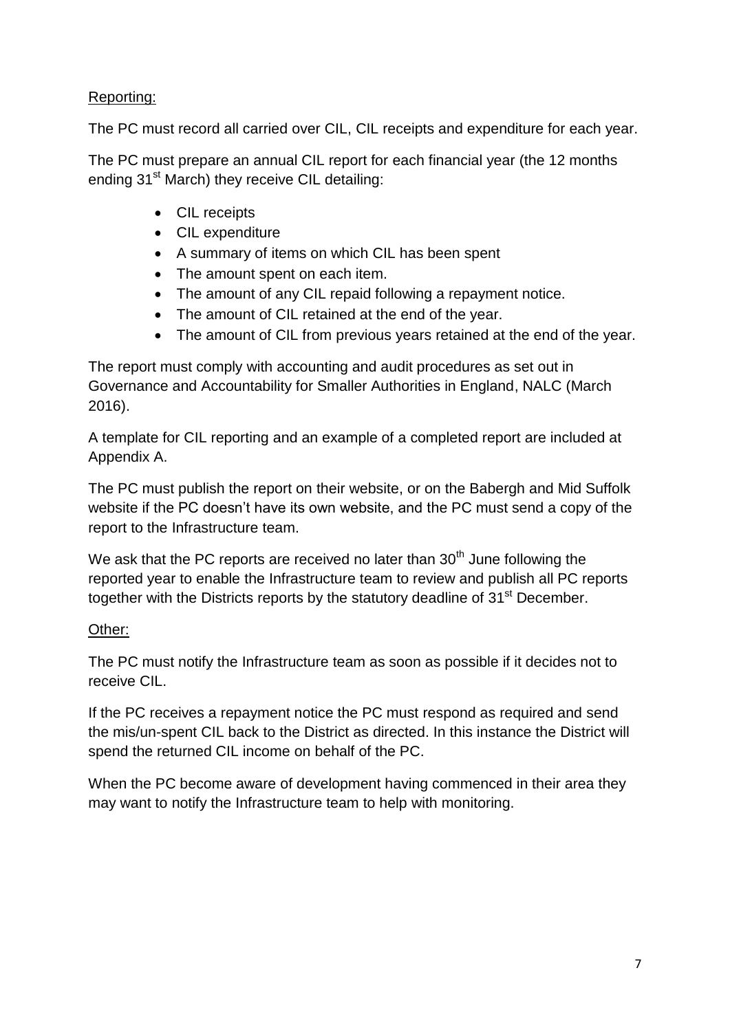Reporting:

The PC must record all carried over CIL, CIL receipts and expenditure for each year.

The PC must prepare an annual CIL report for each financial year (the 12 months ending 31st March) they receive CIL detailing:

- CIL receipts
- CIL expenditure
- A summary of items on which CIL has been spent
- The amount spent on each item.
- The amount of any CIL repaid following a repayment notice.
- The amount of CIL retained at the end of the year.
- The amount of CIL from previous years retained at the end of the year.

The report must comply with accounting and audit procedures as set out in Governance and Accountability for Smaller Authorities in England, NALC (March 2016).

A template for CIL reporting and an example of a completed report are included at Appendix A.

The PC must publish the report on their website, or on the Babergh and Mid Suffolk website if the PC doesn't have its own website, and the PC must send a copy of the report to the Infrastructure team.

We ask that the PC reports are received no later than 30th June following the reported year to enable the Infrastructure team to review and publish all PC reports together with the Districts reports by the statutory deadline of 31st December.

Other:

The PC must notify the Infrastructure team as soon as possible if it decides not to receive CIL.

If the PC receives a repayment notice the PC must respond as required and send the mis/un-spent CIL back to the District as directed. In this instance the District will spend the returned CIL income on behalf of the PC.

When the PC become aware of development having commenced in their area they may want to notify the Infrastructure team to help with monitoring.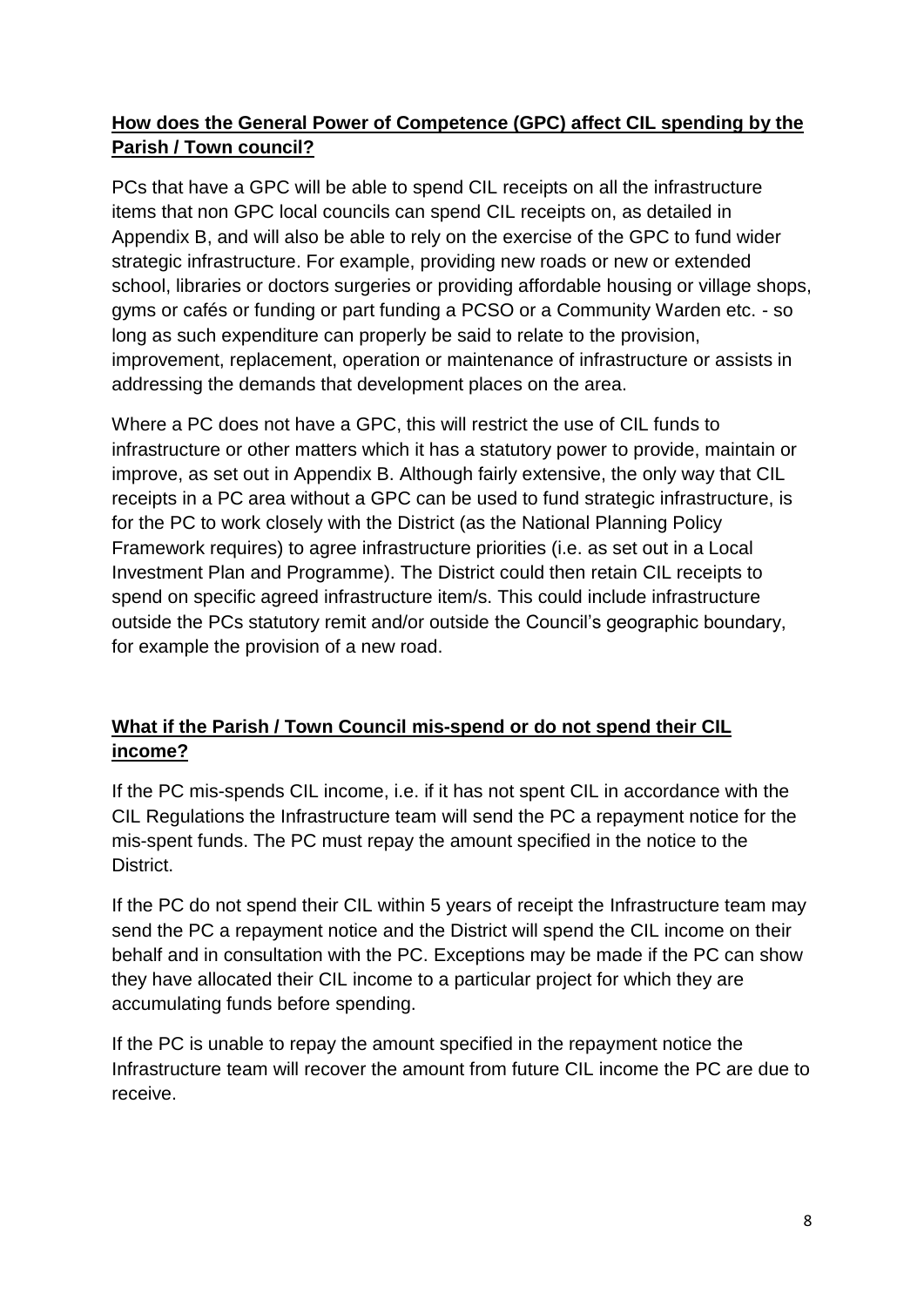**How does the General Power of Competence (GPC) affect CIL spending by the Parish / Town council?**

PCs that have a GPC will be able to spend CIL receipts on all the infrastructure items that non GPC local councils can spend CIL receipts on, as detailed in Appendix B, and will also be able to rely on the exercise of the GPC to fund wider strategic infrastructure. For example, providing new roads or new or extended school, libraries or doctors surgeries or providing affordable housing or village shops, gyms or cafés or funding or part funding a PCSO or a Community Warden etc. - so long as such expenditure can properly be said to relate to the provision, improvement, replacement, operation or maintenance of infrastructure or assists in addressing the demands that development places on the area.

Where a PC does not have a GPC, this will restrict the use of CIL funds to infrastructure or other matters which it has a statutory power to provide, maintain or improve, as set out in Appendix B. Although fairly extensive, the only way that CIL receipts in a PC area without a GPC can be used to fund strategic infrastructure, is for the PC to work closely with the District (as the National Planning Policy Framework requires) to agree infrastructure priorities (i.e. as set out in a Local Investment Plan and Programme). The District could then retain CIL receipts to spend on specific agreed infrastructure item/s. This could include infrastructure outside the PCs statutory remit and/or outside the Council's geographic boundary, for example the provision of a new road.

**What if the Parish / Town Council mis-spend or do not spend their CIL income?**

If the PC mis-spends CIL income, i.e. if it has not spent CIL in accordance with the CIL Regulations the Infrastructure team will send the PC a repayment notice for the mis-spent funds. The PC must repay the amount specified in the notice to the District.

If the PC do not spend their CIL within 5 years of receipt the Infrastructure team may send the PC a repayment notice and the District will spend the CIL income on their behalf and in consultation with the PC. Exceptions may be made if the PC can show they have allocated their CIL income to a particular project for which they are accumulating funds before spending.

If the PC is unable to repay the amount specified in the repayment notice the Infrastructure team will recover the amount from future CIL income the PC are due to receive.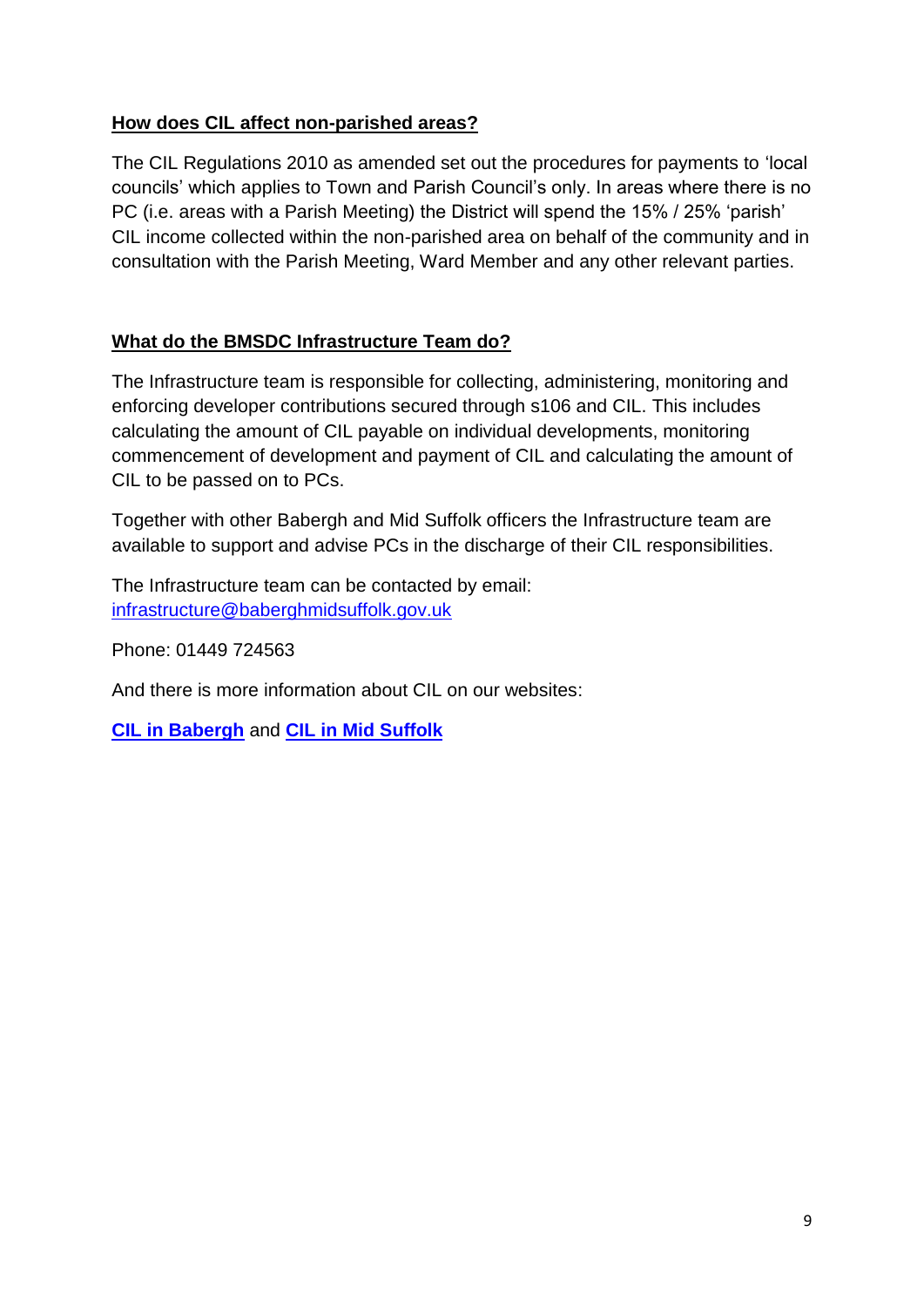**How does CIL affect non-parished areas?**

The CIL Regulations 2010 as amended set out the procedures for payments to 'local councils' which applies to Town and Parish Council's only. In areas where there is no PC (i.e. areas with a Parish Meeting) the District will spend the 15% / 25% 'parish' CIL income collected within the non-parished area on behalf of the community and in consultation with the Parish Meeting, Ward Member and any other relevant parties.

**What do the BMSDC Infrastructure Team do?**

The Infrastructure team is responsible for collecting, administering, monitoring and enforcing developer contributions secured through s106 and CIL. This includes calculating the amount of CIL payable on individual developments, monitoring commencement of development and payment of CIL and calculating the amount of CIL to be passed on to PCs.

Together with other Babergh and Mid Suffolk officers the Infrastructure team are available to support and advise PCs in the discharge of their CIL responsibilities.

The Infrastructure team can be contacted by email: infrastructure@baberghmidsuffolk.gov.uk

Phone: 01449 724563

And there is more information about CIL on our websites:

**CIL in Babergh** and **CIL in Mid Suffolk**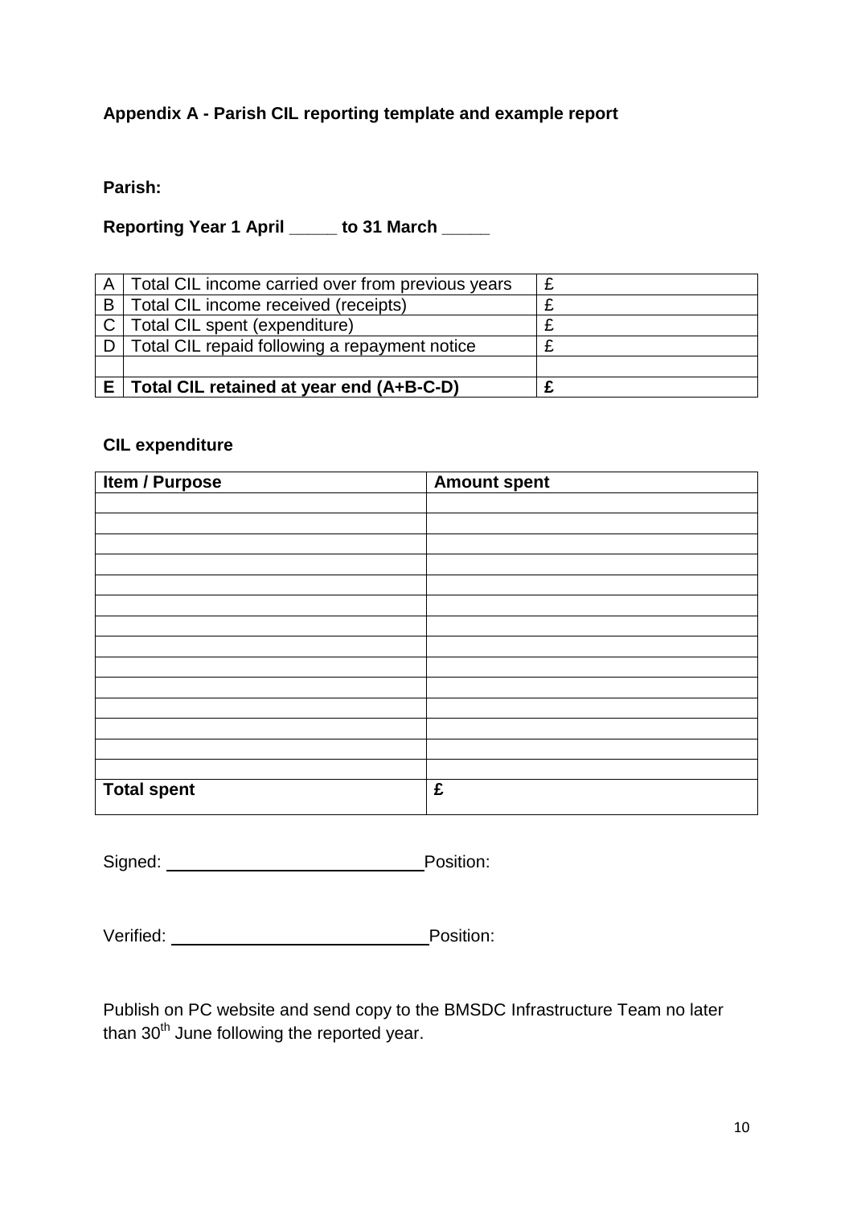**Appendix A - Parish CIL reporting template and example report**

**Parish:**

**Reporting Year 1 April _____ to 31 March _____**

| | | |
|---|---|---|
| A | Total CIL income carried over from previous years | £ |
| B | Total CIL income received (receipts) | £ |
| C | Total CIL spent (expenditure) | £ |
| D | Total CIL repaid following a repayment notice | £ |
| | | |
| **E** | **Total CIL retained at year end (A+B-C-D)** | **£** |

**CIL expenditure**

| **Item / Purpose** | **Amount spent** |
|---|---|
| | |
| | |
| | |
| | |
| | |
| | |
| | |
| | |
| | |
| | |
| | |
| | |
| | |
| | |
| **Total spent** | **£** |

Signed: ____________________________ Position:

Verified: ____________________________ Position:

Publish on PC website and send copy to the BMSDC Infrastructure Team no later than 30th June following the reported year.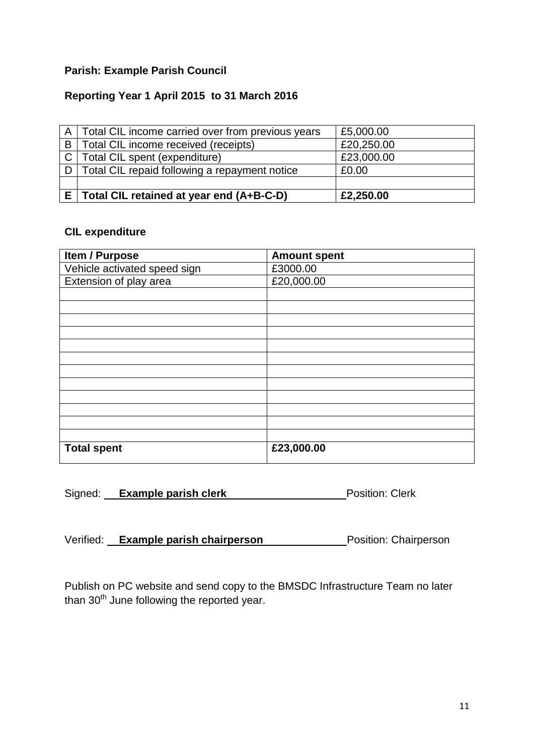**Parish: Example Parish Council**

**Reporting Year 1 April 2015 to 31 March 2016**

| | | |
|---|---|---|
| A | Total CIL income carried over from previous years | £5,000.00 |
| B | Total CIL income received (receipts) | £20,250.00 |
| C | Total CIL spent (expenditure) | £23,000.00 |
| D | Total CIL repaid following a repayment notice | £0.00 |
| | | |
| **E** | **Total CIL retained at year end (A+B-C-D)** | **£2,250.00** |

**CIL expenditure**

| **Item / Purpose** | **Amount spent** |
|---|---|
| Vehicle activated speed sign | £3000.00 |
| Extension of play area | £20,000.00 |
| | |
| | |
| | |
| | |
| | |
| | |
| | |
| | |
| | |
| | |
| | |
| | |
| **Total spent** | **£23,000.00** |

Signed: **Example parish clerk** Position: Clerk

Verified: **Example parish chairperson** Position: Chairperson

Publish on PC website and send copy to the BMSDC Infrastructure Team no later than 30th June following the reported year.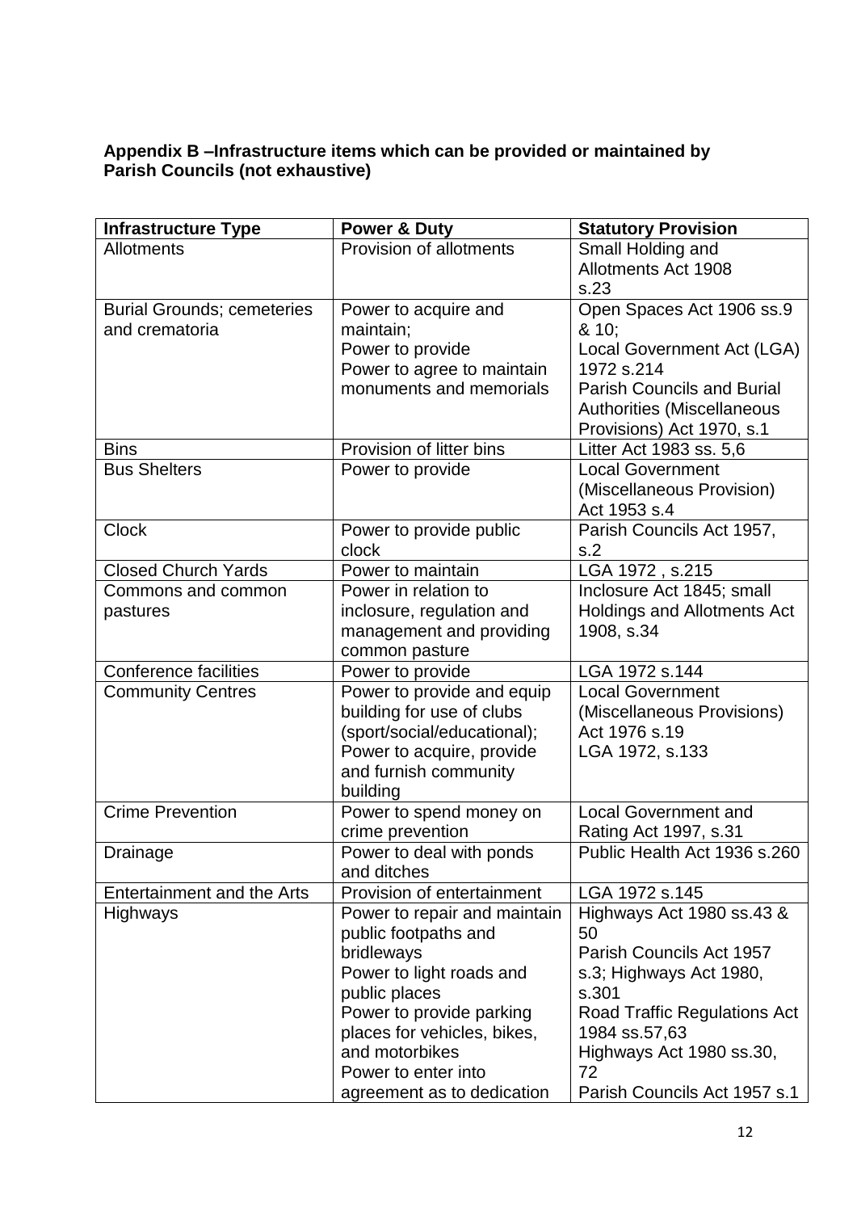**Appendix B –Infrastructure items which can be provided or maintained by Parish Councils (not exhaustive)**

| Infrastructure Type | Power & Duty | Statutory Provision |
|---|---|---|
| Allotments | Provision of allotments | Small Holding and Allotments Act 1908 s.23 |
| Burial Grounds; cemeteries and crematoria | Power to acquire and maintain;<br>Power to provide<br>Power to agree to maintain monuments and memorials | Open Spaces Act 1906 ss.9 & 10;<br>Local Government Act (LGA) 1972 s.214<br>Parish Councils and Burial Authorities (Miscellaneous Provisions) Act 1970, s.1 |
| Bins | Provision of litter bins | Litter Act 1983 ss. 5,6 |
| Bus Shelters | Power to provide | Local Government (Miscellaneous Provision) Act 1953 s.4 |
| Clock | Power to provide public clock | Parish Councils Act 1957, s.2 |
| Closed Church Yards | Power to maintain | LGA 1972 , s.215 |
| Commons and common pastures | Power in relation to inclosure, regulation and management and providing common pasture | Inclosure Act 1845; small Holdings and Allotments Act 1908, s.34 |
| Conference facilities | Power to provide | LGA 1972 s.144 |
| Community Centres | Power to provide and equip building for use of clubs (sport/social/educational);<br>Power to acquire, provide and furnish community building | Local Government (Miscellaneous Provisions) Act 1976 s.19<br>LGA 1972, s.133 |
| Crime Prevention | Power to spend money on crime prevention | Local Government and Rating Act 1997, s.31 |
| Drainage | Power to deal with ponds and ditches | Public Health Act 1936 s.260 |
| Entertainment and the Arts | Provision of entertainment | LGA 1972 s.145 |
| Highways | Power to repair and maintain public footpaths and bridleways<br>Power to light roads and public places<br>Power to provide parking places for vehicles, bikes, and motorbikes<br>Power to enter into agreement as to dedication | Highways Act 1980 ss.43 & 50<br>Parish Councils Act 1957 s.3; Highways Act 1980, s.301<br>Road Traffic Regulations Act 1984 ss.57,63<br>Highways Act 1980 ss.30, 72<br>Parish Councils Act 1957 s.1 |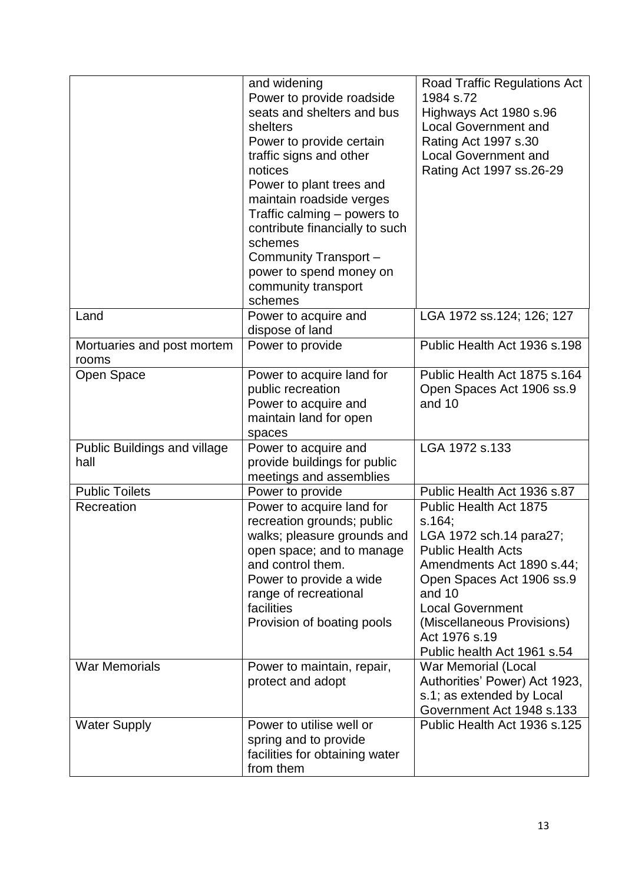| | | |
|---|---|---|
| | and widening<br>Power to provide roadside seats and shelters and bus shelters<br>Power to provide certain traffic signs and other notices<br>Power to plant trees and maintain roadside verges<br>Traffic calming – powers to contribute financially to such schemes<br>Community Transport – power to spend money on community transport schemes | Road Traffic Regulations Act 1984 s.72<br>Highways Act 1980 s.96<br>Local Government and Rating Act 1997 s.30<br>Local Government and Rating Act 1997 ss.26-29 |
| Land | Power to acquire and dispose of land | LGA 1972 ss.124; 126; 127 |
| Mortuaries and post mortem rooms | Power to provide | Public Health Act 1936 s.198 |
| Open Space | Power to acquire land for public recreation<br>Power to acquire and maintain land for open spaces | Public Health Act 1875 s.164<br>Open Spaces Act 1906 ss.9 and 10 |
| Public Buildings and village hall | Power to acquire and provide buildings for public meetings and assemblies | LGA 1972 s.133 |
| Public Toilets | Power to provide | Public Health Act 1936 s.87 |
| Recreation | Power to acquire land for recreation grounds; public walks; pleasure grounds and open space; and to manage and control them.<br>Power to provide a wide range of recreational facilities<br>Provision of boating pools | Public Health Act 1875 s.164;<br>LGA 1972 sch.14 para27;<br>Public Health Acts Amendments Act 1890 s.44;<br>Open Spaces Act 1906 ss.9 and 10<br>Local Government (Miscellaneous Provisions) Act 1976 s.19<br>Public health Act 1961 s.54 |
| War Memorials | Power to maintain, repair, protect and adopt | War Memorial (Local Authorities' Power) Act 1923, s.1; as extended by Local Government Act 1948 s.133 |
| Water Supply | Power to utilise well or spring and to provide facilities for obtaining water from them | Public Health Act 1936 s.125 |